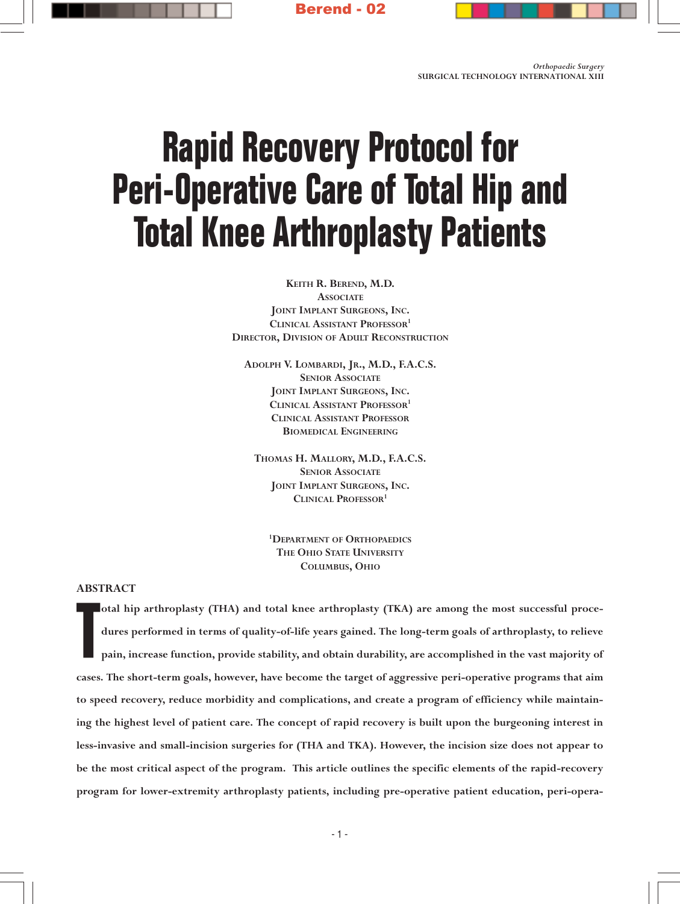# Rapid Recovery Protocol for Peri-Operative Care of Total Hip and Total Knee Arthroplasty Patients

**Keith R. Berend, M.D.**
Associate
Joint Implant Surgeons, Inc.
Clinical Assistant Professor[1]
Director, Division of Adult Reconstruction

**Adolph V. Lombardi, Jr., M.D., F.A.C.S.**
Senior Associate
Joint Implant Surgeons, Inc.
Clinical Assistant Professor[1]
Clinical Assistant Professor
Biomedical Engineering

**Thomas H. Mallory, M.D., F.A.C.S.**
Senior Associate
Joint Implant Surgeons, Inc.
Clinical Professor[1]

[1]Department of Orthopaedics
The Ohio State University
Columbus, Ohio

## ABSTRACT

**Total hip arthroplasty (THA) and total knee arthroplasty (TKA) are among the most successful procedures performed in terms of quality-of-life years gained. The long-term goals of arthroplasty, to relieve pain, increase function, provide stability, and obtain durability, are accomplished in the vast majority of cases. The short-term goals, however, have become the target of aggressive peri-operative programs that aim to speed recovery, reduce morbidity and complications, and create a program of efficiency while maintaining the highest level of patient care. The concept of rapid recovery is built upon the burgeoning interest in less-invasive and small-incision surgeries for (THA and TKA). However, the incision size does not appear to be the most critical aspect of the program. This article outlines the specific elements of the rapid-recovery program for lower-extremity arthroplasty patients, including pre-operative patient education, peri-opera-**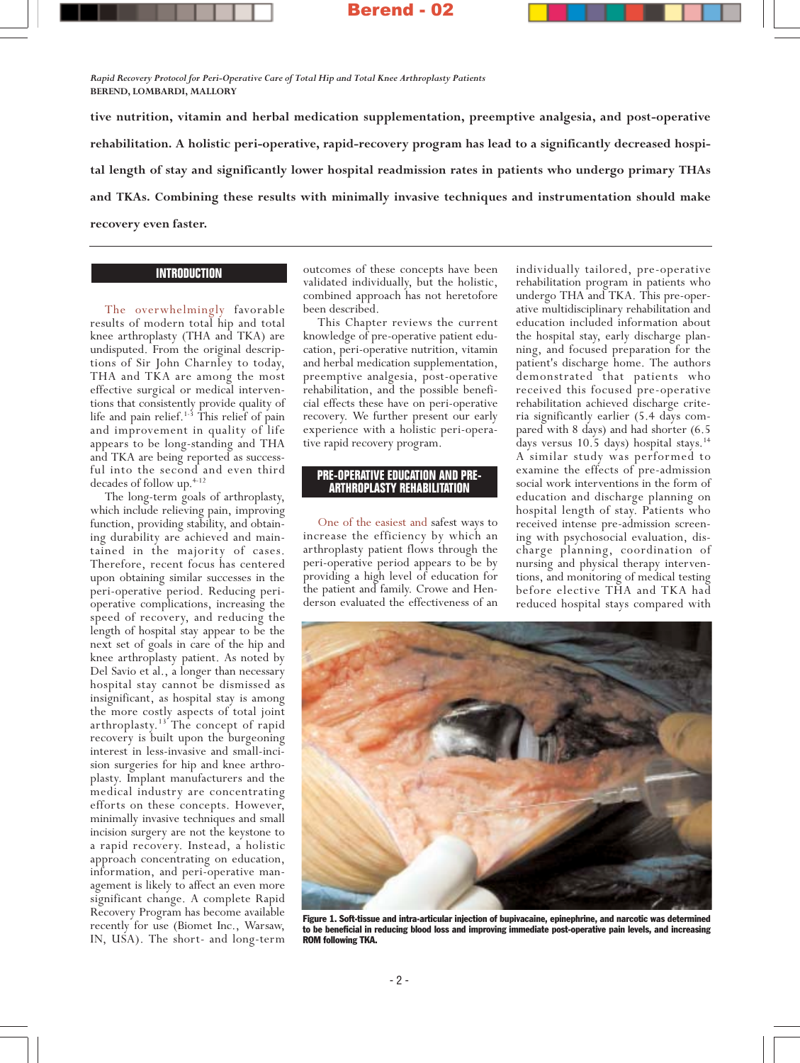**tive nutrition, vitamin and herbal medication supplementation, preemptive analgesia, and post-operative rehabilitation. A holistic peri-operative, rapid-recovery program has lead to a significantly decreased hospital length of stay and significantly lower hospital readmission rates in patients who undergo primary THAs and TKAs. Combining these results with minimally invasive techniques and instrumentation should make recovery even faster.**

## INTRODUCTION

The overwhelmingly favorable results of modern total hip and total knee arthroplasty (THA and TKA) are undisputed. From the original descriptions of Sir John Charnley to today, THA and TKA are among the most effective surgical or medical interventions that consistently provide quality of life and pain relief.[1-3] This relief of pain and improvement in quality of life appears to be long-standing and THA and TKA are being reported as successful into the second and even third decades of follow up.[4-12]

The long-term goals of arthroplasty, which include relieving pain, improving function, providing stability, and obtaining durability are achieved and maintained in the majority of cases. Therefore, recent focus has centered upon obtaining similar successes in the peri-operative period. Reducing peri-operative complications, increasing the speed of recovery, and reducing the length of hospital stay appear to be the next set of goals in care of the hip and knee arthroplasty patient. As noted by Del Savio et al., a longer than necessary hospital stay cannot be dismissed as insignificant, as hospital stay is among the more costly aspects of total joint arthroplasty.[13] The concept of rapid recovery is built upon the burgeoning interest in less-invasive and small-incision surgeries for hip and knee arthroplasty. Implant manufacturers and the medical industry are concentrating efforts on these concepts. However, minimally invasive techniques and small incision surgery are not the keystone to a rapid recovery. Instead, a holistic approach concentrating on education, information, and peri-operative management is likely to affect an even more significant change. A complete Rapid Recovery Program has become available recently for use (Biomet Inc., Warsaw, IN, USA). The short- and long-term outcomes of these concepts have been validated individually, but the holistic, combined approach has not heretofore been described.

This Chapter reviews the current knowledge of pre-operative patient education, peri-operative nutrition, vitamin and herbal medication supplementation, preemptive analgesia, post-operative rehabilitation, and the possible beneficial effects these have on peri-operative recovery. We further present our early experience with a holistic peri-operative rapid recovery program.

## PRE-OPERATIVE EDUCATION AND PRE-ARTHROPLASTY REHABILITATION

One of the easiest and safest ways to increase the efficiency by which an arthroplasty patient flows through the peri-operative period appears to be by providing a high level of education for the patient and family. Crowe and Henderson evaluated the effectiveness of an individually tailored, pre-operative rehabilitation program in patients who undergo THA and TKA. This pre-operative multidisciplinary rehabilitation and education included information about the hospital stay, early discharge planning, and focused preparation for the patient's discharge home. The authors demonstrated that patients who received this focused pre-operative rehabilitation achieved discharge criteria significantly earlier (5.4 days compared with 8 days) and had shorter (6.5 days versus 10.5 days) hospital stays.[14] A similar study was performed to examine the effects of pre-admission social work interventions in the form of education and discharge planning on hospital length of stay. Patients who received intense pre-admission screening with psychosocial evaluation, discharge planning, coordination of nursing and physical therapy interventions, and monitoring of medical testing before elective THA and TKA had reduced hospital stays compared with

**Figure 1. Soft-tissue and intra-articular injection of bupivacaine, epinephrine, and narcotic was determined to be beneficial in reducing blood loss and improving immediate post-operative pain levels, and increasing ROM following TKA.**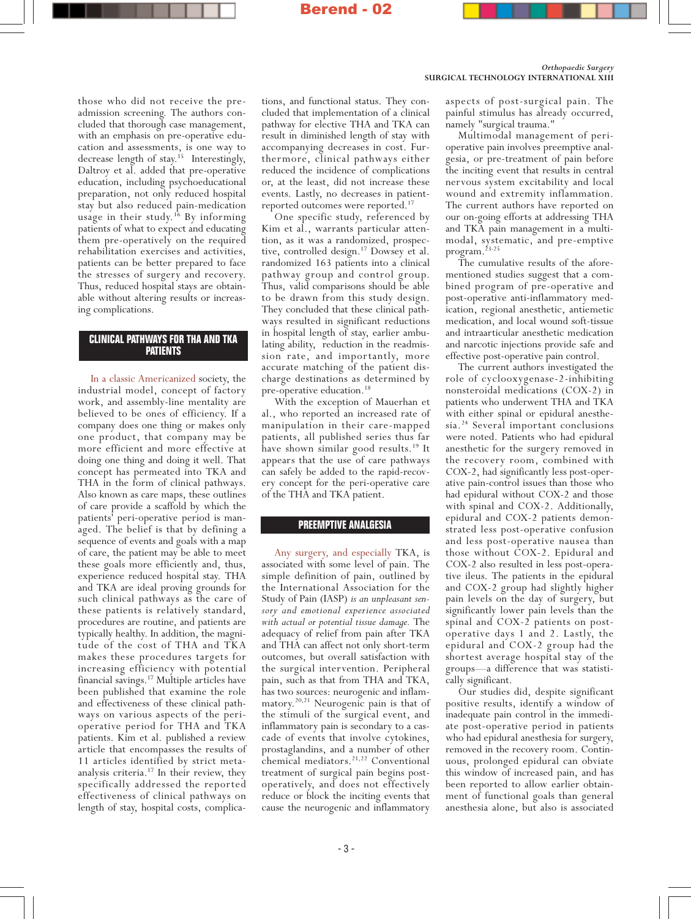those who did not receive the pre-admission screening. The authors concluded that thorough case management, with an emphasis on pre-operative education and assessments, is one way to decrease length of stay.[15] Interestingly, Daltroy et al. added that pre-operative education, including psychoeducational preparation, not only reduced hospital stay but also reduced pain-medication usage in their study.[16] By informing patients of what to expect and educating them pre-operatively on the required rehabilitation exercises and activities, patients can be better prepared to face the stresses of surgery and recovery. Thus, reduced hospital stays are obtainable without altering results or increasing complications.

## CLINICAL PATHWAYS FOR THA AND TKA PATIENTS

In a classic Americanized society, the industrial model, concept of factory work, and assembly-line mentality are believed to be ones of efficiency. If a company does one thing or makes only one product, that company may be more efficient and more effective at doing one thing and doing it well. That concept has permeated into TKA and THA in the form of clinical pathways. Also known as care maps, these outlines of care provide a scaffold by which the patients' peri-operative period is managed. The belief is that by defining a sequence of events and goals with a map of care, the patient may be able to meet these goals more efficiently and, thus, experience reduced hospital stay. THA and TKA are ideal proving grounds for such clinical pathways as the care of these patients is relatively standard, procedures are routine, and patients are typically healthy. In addition, the magnitude of the cost of THA and TKA makes these procedures targets for increasing efficiency with potential financial savings.[17] Multiple articles have been published that examine the role and effectiveness of these clinical pathways on various aspects of the peri-operative period for THA and TKA patients. Kim et al. published a review article that encompasses the results of 11 articles identified by strict meta-analysis criteria.[17] In their review, they specifically addressed the reported effectiveness of clinical pathways on length of stay, hospital costs, complications, and functional status. They concluded that implementation of a clinical pathway for elective THA and TKA can result in diminished length of stay with accompanying decreases in cost. Furthermore, clinical pathways either reduced the incidence of complications or, at the least, did not increase these events. Lastly, no decreases in patient-reported outcomes were reported.[17]

One specific study, referenced by Kim et al., warrants particular attention, as it was a randomized, prospective, controlled design.[17] Dowsey et al. randomized 163 patients into a clinical pathway group and control group. Thus, valid comparisons should be able to be drawn from this study design. They concluded that these clinical pathways resulted in significant reductions in hospital length of stay, earlier ambulating ability, reduction in the readmission rate, and importantly, more accurate matching of the patient discharge destinations as determined by pre-operative education.[18]

With the exception of Mauerhan et al., who reported an increased rate of manipulation in their care-mapped patients, all published series thus far have shown similar good results.[19] It appears that the use of care pathways can safely be added to the rapid-recovery concept for the peri-operative care of the THA and TKA patient.

## PREEMPTIVE ANALGESIA

Any surgery, and especially TKA, is associated with some level of pain. The simple definition of pain, outlined by the International Association for the Study of Pain (IASP) *is an unpleasant sensory and emotional experience associated with actual or potential tissue damage.* The adequacy of relief from pain after TKA and THA can affect not only short-term outcomes, but overall satisfaction with the surgical intervention. Peripheral pain, such as that from THA and TKA, has two sources: neurogenic and inflammatory.[20,21] Neurogenic pain is that of the stimuli of the surgical event, and inflammatory pain is secondary to a cascade of events that involve cytokines, prostaglandins, and a number of other chemical mediators.[21,22] Conventional treatment of surgical pain begins post-operatively, and does not effectively reduce or block the inciting events that cause the neurogenic and inflammatory aspects of post-surgical pain. The painful stimulus has already occurred, namely "surgical trauma."

Multimodal management of peri-operative pain involves preemptive analgesia, or pre-treatment of pain before the inciting event that results in central nervous system excitability and local wound and extremity inflammation. The current authors have reported on our on-going efforts at addressing THA and TKA pain management in a multi-modal, systematic, and pre-emptive program.[23-25]

The cumulative results of the aforementioned studies suggest that a combined program of pre-operative and post-operative anti-inflammatory medication, regional anesthetic, antiemetic medication, and local wound soft-tissue and intraarticular anesthetic medication and narcotic injections provide safe and effective post-operative pain control.

The current authors investigated the role of cyclooxygenase-2-inhibiting nonsteroidal medications (COX-2) in patients who underwent THA and TKA with either spinal or epidural anesthesia.[24] Several important conclusions were noted. Patients who had epidural anesthetic for the surgery removed in the recovery room, combined with COX-2, had significantly less post-operative pain-control issues than those who had epidural without COX-2 and those with spinal and COX-2. Additionally, epidural and COX-2 patients demonstrated less post-operative confusion and less post-operative nausea than those without COX-2. Epidural and COX-2 also resulted in less post-operative ileus. The patients in the epidural and COX-2 group had slightly higher pain levels on the day of surgery, but significantly lower pain levels than the spinal and COX-2 patients on post-operative days 1 and 2. Lastly, the epidural and COX-2 group had the shortest average hospital stay of the groups—a difference that was statistically significant.

Our studies did, despite significant positive results, identify a window of inadequate pain control in the immediate post-operative period in patients who had epidural anesthesia for surgery, removed in the recovery room. Continuous, prolonged epidural can obviate this window of increased pain, and has been reported to allow earlier obtainment of functional goals than general anesthesia alone, but also is associated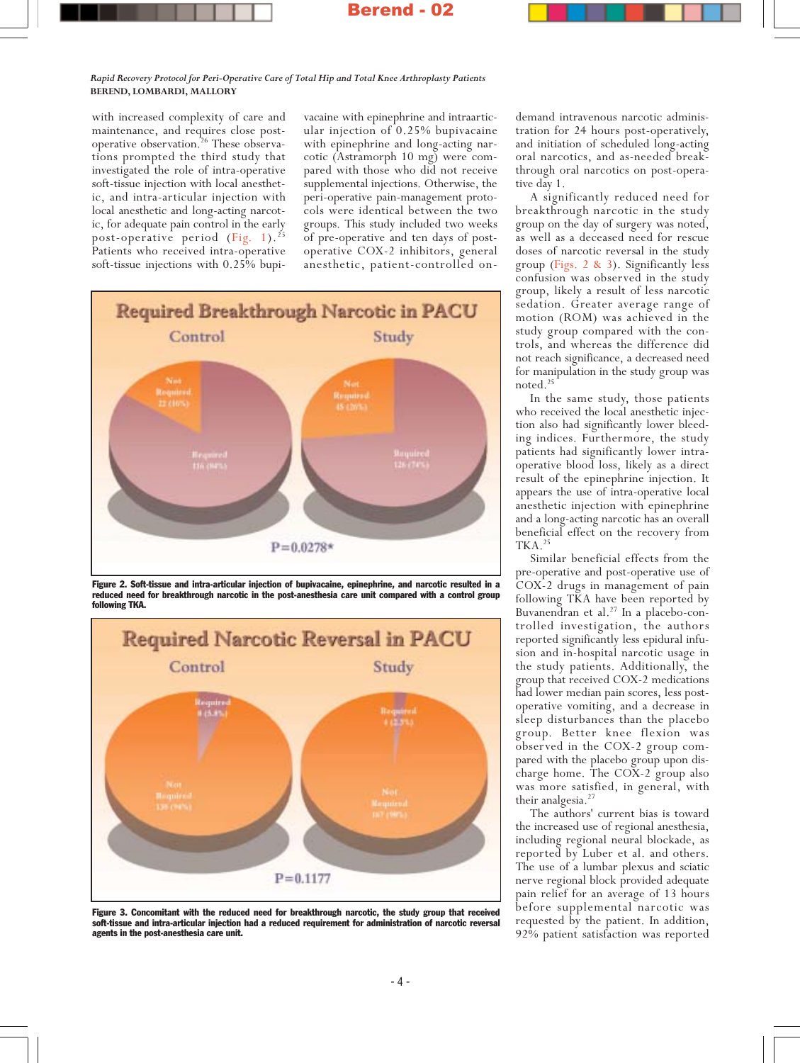with increased complexity of care and maintenance, and requires close post-operative observation.[26] These observations prompted the third study that investigated the role of intra-operative soft-tissue injection with local anesthetic, and intra-articular injection with local anesthetic and long-acting narcotic, for adequate pain control in the early post-operative period (Fig. 1).[25] Patients who received intra-operative soft-tissue injections with 0.25% bupivacaine with epinephrine and intraarticular injection of 0.25% bupivacaine with epinephrine and long-acting narcotic (Astramorph 10 mg) were compared with those who did not receive supplemental injections. Otherwise, the peri-operative pain-management protocols were identical between the two groups. This study included two weeks of pre-operative and ten days of post-operative COX-2 inhibitors, general anesthetic, patient-controlled on-demand intravenous narcotic administration for 24 hours post-operatively, and initiation of scheduled long-acting oral narcotics, and as-needed breakthrough oral narcotics on post-operative day 1.

A significantly reduced need for breakthrough narcotic in the study group on the day of surgery was noted, as well as a deceased need for rescue doses of narcotic reversal in the study group (Figs. 2 & 3). Significantly less confusion was observed in the study group, likely a result of less narcotic sedation. Greater average range of motion (ROM) was achieved in the study group compared with the controls, and whereas the difference did not reach significance, a decreased need for manipulation in the study group was noted.[25]

In the same study, those patients who received the local anesthetic injection also had significantly lower bleeding indices. Furthermore, the study patients had significantly lower intraoperative blood loss, likely as a direct result of the epinephrine injection. It appears the use of intra-operative local anesthetic injection with epinephrine and a long-acting narcotic has an overall beneficial effect on the recovery from TKA.[25]

Similar beneficial effects from the pre-operative and post-operative use of COX-2 drugs in management of pain following TKA have been reported by Buvanendran et al.[27] In a placebo-controlled investigation, the authors reported significantly less epidural infusion and in-hospital narcotic usage in the study patients. Additionally, the group that received COX-2 medications had lower median pain scores, less post-operative vomiting, and a decrease in sleep disturbances than the placebo group. Better knee flexion was observed in the COX-2 group compared with the placebo group upon discharge home. The COX-2 group also was more satisfied, in general, with their analgesia.[27]

The authors' current bias is toward the increased use of regional anesthesia, including regional neural blockade, as reported by Luber et al. and others. The use of a lumbar plexus and sciatic nerve regional block provided adequate pain relief for an average of 13 hours before supplemental narcotic was requested by the patient. In addition, 92% patient satisfaction was reported

**Required Breakthrough Narcotic in PACU**

| | Control | Study |
|---|---|---|
| Not Required | 22 (16%) | 45 (26%) |
| Required | 116 (84%) | 126 (74%) |

P=0.0278*

**Figure 2. Soft-tissue and intra-articular injection of bupivacaine, epinephrine, and narcotic resulted in a reduced need for breakthrough narcotic in the post-anesthesia care unit compared with a control group following TKA.**

**Required Narcotic Reversal in PACU**

| | Control | Study |
|---|---|---|
| Required | 8 (5.8%) | 4 (2.3%) |
| Not Required | 130 (94%) | 167 (98%) |

P=0.1177

**Figure 3. Concomitant with the reduced need for breakthrough narcotic, the study group that received soft-tissue and intra-articular injection had a reduced requirement for administration of narcotic reversal agents in the post-anesthesia care unit.**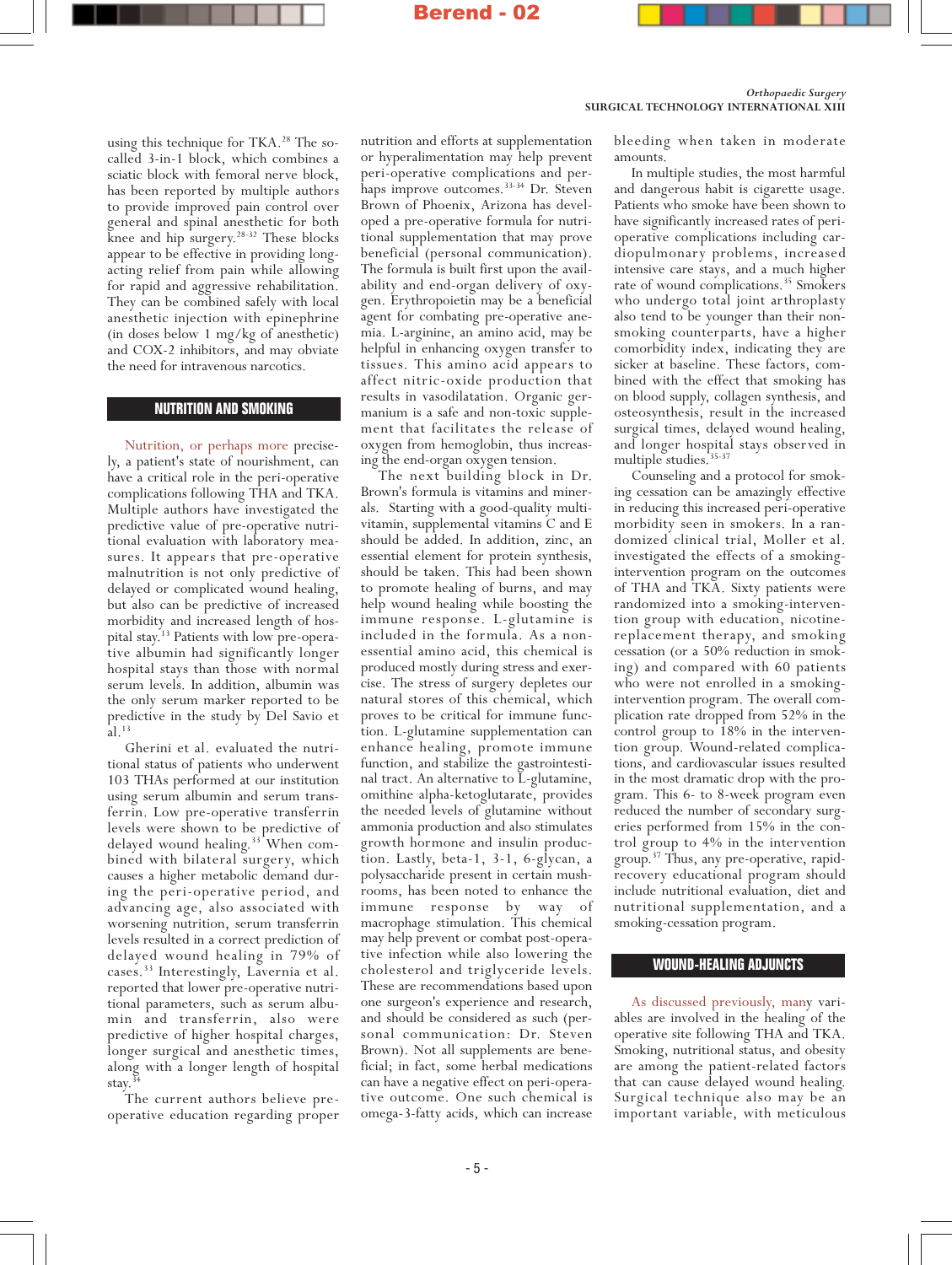using this technique for TKA.[28] The so-called 3-in-1 block, which combines a sciatic block with femoral nerve block, has been reported by multiple authors to provide improved pain control over general and spinal anesthetic for both knee and hip surgery.[28-32] These blocks appear to be effective in providing long-acting relief from pain while allowing for rapid and aggressive rehabilitation. They can be combined safely with local anesthetic injection with epinephrine (in doses below 1 mg/kg of anesthetic) and COX-2 inhibitors, and may obviate the need for intravenous narcotics.

## NUTRITION AND SMOKING

Nutrition, or perhaps more precisely, a patient's state of nourishment, can have a critical role in the peri-operative complications following THA and TKA. Multiple authors have investigated the predictive value of pre-operative nutritional evaluation with laboratory measures. It appears that pre-operative malnutrition is not only predictive of delayed or complicated wound healing, but also can be predictive of increased morbidity and increased length of hospital stay.[13] Patients with low pre-operative albumin had significantly longer hospital stays than those with normal serum levels. In addition, albumin was the only serum marker reported to be predictive in the study by Del Savio et al.[13]

Gherini et al. evaluated the nutritional status of patients who underwent 103 THAs performed at our institution using serum albumin and serum transferrin. Low pre-operative transferrin levels were shown to be predictive of delayed wound healing.[33] When combined with bilateral surgery, which causes a higher metabolic demand during the peri-operative period, and advancing age, also associated with worsening nutrition, serum transferrin levels resulted in a correct prediction of delayed wound healing in 79% of cases.[33] Interestingly, Lavernia et al. reported that lower pre-operative nutritional parameters, such as serum albumin and transferrin, also were predictive of higher hospital charges, longer surgical and anesthetic times, along with a longer length of hospital stay.[34]

The current authors believe pre-operative education regarding proper nutrition and efforts at supplementation or hyperalimentation may help prevent peri-operative complications and perhaps improve outcomes.[33-34] Dr. Steven Brown of Phoenix, Arizona has developed a pre-operative formula for nutritional supplementation that may prove beneficial (personal communication). The formula is built first upon the availability and end-organ delivery of oxygen. Erythropoietin may be a beneficial agent for combating pre-operative anemia. L-arginine, an amino acid, may be helpful in enhancing oxygen transfer to tissues. This amino acid appears to affect nitric-oxide production that results in vasodilatation. Organic germanium is a safe and non-toxic supplement that facilitates the release of oxygen from hemoglobin, thus increasing the end-organ oxygen tension.

The next building block in Dr. Brown's formula is vitamins and minerals. Starting with a good-quality multivitamin, supplemental vitamins C and E should be added. In addition, zinc, an essential element for protein synthesis, should be taken. This had been shown to promote healing of burns, and may help wound healing while boosting the immune response. L-glutamine is included in the formula. As a non-essential amino acid, this chemical is produced mostly during stress and exercise. The stress of surgery depletes our natural stores of this chemical, which proves to be critical for immune function. L-glutamine supplementation can enhance healing, promote immune function, and stabilize the gastrointestinal tract. An alternative to L-glutamine, omithine alpha-ketoglutarate, provides the needed levels of glutamine without ammonia production and also stimulates growth hormone and insulin production. Lastly, beta-1, 3-1, 6-glycan, a polysaccharide present in certain mushrooms, has been noted to enhance the immune response by way of macrophage stimulation. This chemical may help prevent or combat post-operative infection while also lowering the cholesterol and triglyceride levels. These are recommendations based upon one surgeon's experience and research, and should be considered as such (personal communication: Dr. Steven Brown). Not all supplements are beneficial; in fact, some herbal medications can have a negative effect on peri-operative outcome. One such chemical is omega-3-fatty acids, which can increase bleeding when taken in moderate amounts.

In multiple studies, the most harmful and dangerous habit is cigarette usage. Patients who smoke have been shown to have significantly increased rates of peri-operative complications including cardiopulmonary problems, increased intensive care stays, and a much higher rate of wound complications.[35] Smokers who undergo total joint arthroplasty also tend to be younger than their non-smoking counterparts, have a higher comorbidity index, indicating they are sicker at baseline. These factors, combined with the effect that smoking has on blood supply, collagen synthesis, and osteosynthesis, result in the increased surgical times, delayed wound healing, and longer hospital stays observed in multiple studies.[35-37]

Counseling and a protocol for smoking cessation can be amazingly effective in reducing this increased peri-operative morbidity seen in smokers. In a randomized clinical trial, Moller et al. investigated the effects of a smoking-intervention program on the outcomes of THA and TKA. Sixty patients were randomized into a smoking-intervention group with education, nicotine-replacement therapy, and smoking cessation (or a 50% reduction in smoking) and compared with 60 patients who were not enrolled in a smoking-intervention program. The overall complication rate dropped from 52% in the control group to 18% in the intervention group. Wound-related complications, and cardiovascular issues resulted in the most dramatic drop with the program. This 6- to 8-week program even reduced the number of secondary surgeries performed from 15% in the control group to 4% in the intervention group.[37] Thus, any pre-operative, rapid-recovery educational program should include nutritional evaluation, diet and nutritional supplementation, and a smoking-cessation program.

## WOUND-HEALING ADJUNCTS

As discussed previously, many variables are involved in the healing of the operative site following THA and TKA. Smoking, nutritional status, and obesity are among the patient-related factors that can cause delayed wound healing. Surgical technique also may be an important variable, with meticulous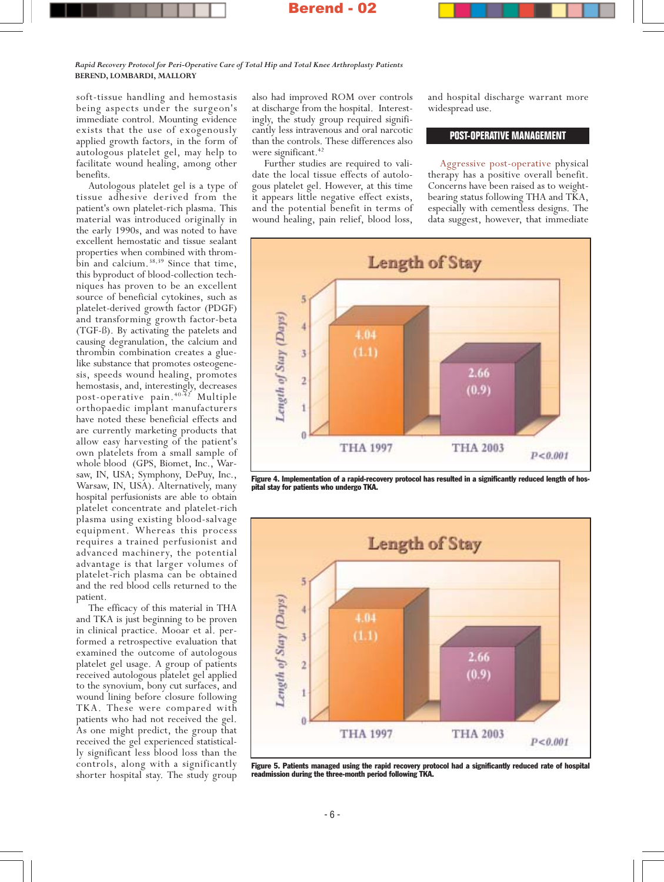soft-tissue handling and hemostasis being aspects under the surgeon's immediate control. Mounting evidence exists that the use of exogenously applied growth factors, in the form of autologous platelet gel, may help to facilitate wound healing, among other benefits.

Autologous platelet gel is a type of tissue adhesive derived from the patient's own platelet-rich plasma. This material was introduced originally in the early 1990s, and was noted to have excellent hemostatic and tissue sealant properties when combined with thrombin and calcium.[38,39] Since that time, this byproduct of blood-collection techniques has proven to be an excellent source of beneficial cytokines, such as platelet-derived growth factor (PDGF) and transforming growth factor-beta (TGF-ß). By activating the patelets and causing degranulation, the calcium and thrombin combination creates a glue-like substance that promotes osteogenesis, speeds wound healing, promotes hemostasis, and, interestingly, decreases post-operative pain.[40-42] Multiple orthopaedic implant manufacturers have noted these beneficial effects and are currently marketing products that allow easy harvesting of the patient's own platelets from a small sample of whole blood (GPS, Biomet, Inc., Warsaw, IN, USA; Symphony, DePuy, Inc., Warsaw, IN, USA). Alternatively, many hospital perfusionists are able to obtain platelet concentrate and platelet-rich plasma using existing blood-salvage equipment. Whereas this process requires a trained perfusionist and advanced machinery, the potential advantage is that larger volumes of platelet-rich plasma can be obtained and the red blood cells returned to the patient.

The efficacy of this material in THA and TKA is just beginning to be proven in clinical practice. Mooar et al. performed a retrospective evaluation that examined the outcome of autologous platelet gel usage. A group of patients received autologous platelet gel applied to the synovium, bony cut surfaces, and wound lining before closure following TKA. These were compared with patients who had not received the gel. As one might predict, the group that received the gel experienced statistically significant less blood loss than the controls, along with a significantly shorter hospital stay. The study group also had improved ROM over controls at discharge from the hospital. Interestingly, the study group required significantly less intravenous and oral narcotic than the controls. These differences also were significant.[42]

Further studies are required to validate the local tissue effects of autologous platelet gel. However, at this time it appears little negative effect exists, and the potential benefit in terms of wound healing, pain relief, blood loss, and hospital discharge warrant more widespread use.

## POST-OPERATIVE MANAGEMENT

Aggressive post-operative physical therapy has a positive overall benefit. Concerns have been raised as to weight-bearing status following THA and TKA, especially with cementless designs. The data suggest, however, that immediate

**Length of Stay**

| | THA 1997 | THA 2003 |
|---|---|---|
| Length of Stay (Days) | 4.04 (1.1) | 2.66 (0.9) |

$P<0.001$

**Figure 4. Implementation of a rapid-recovery protocol has resulted in a significantly reduced length of hospital stay for patients who undergo TKA.**

**Length of Stay**

| | THA 1997 | THA 2003 |
|---|---|---|
| Length of Stay (Days) | 4.04 (1.1) | 2.66 (0.9) |

$P<0.001$

**Figure 5. Patients managed using the rapid recovery protocol had a significantly reduced rate of hospital readmission during the three-month period following TKA.**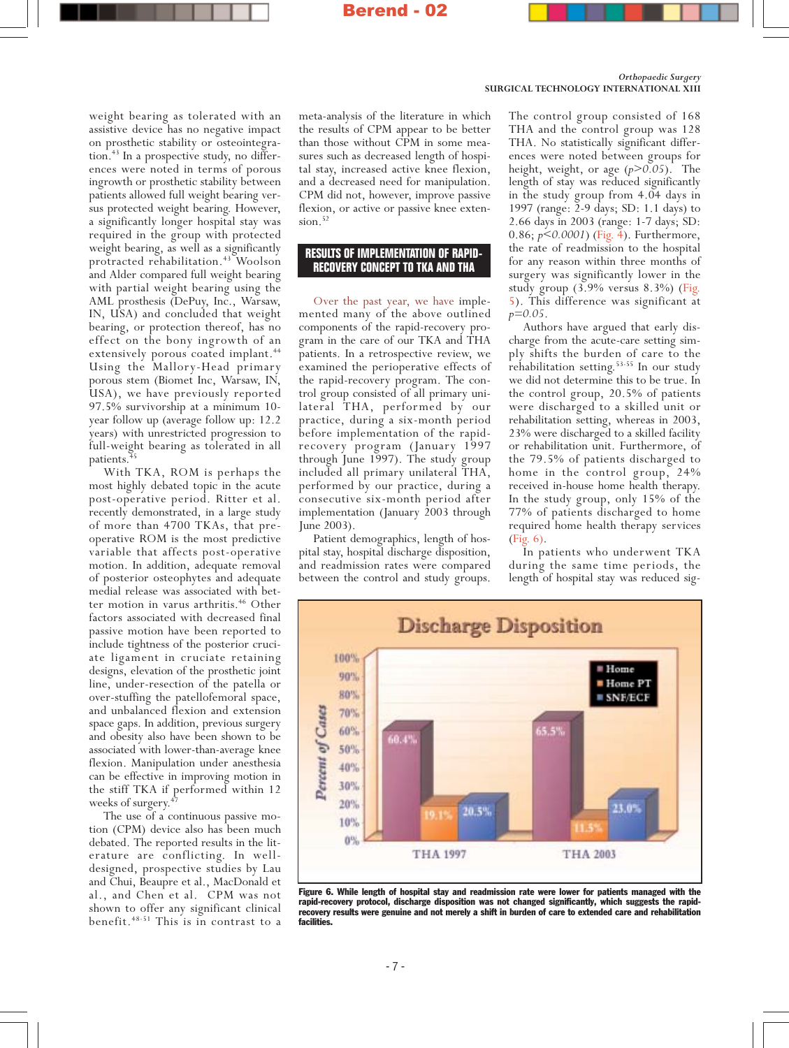weight bearing as tolerated with an assistive device has no negative impact on prosthetic stability or osteointegration.[43] In a prospective study, no differences were noted in terms of porous ingrowth or prosthetic stability between patients allowed full weight bearing versus protected weight bearing. However, a significantly longer hospital stay was required in the group with protected weight bearing, as well as a significantly protracted rehabilitation.[43] Woolson and Alder compared full weight bearing with partial weight bearing using the AML prosthesis (DePuy, Inc., Warsaw, IN, USA) and concluded that weight bearing, or protection thereof, has no effect on the bony ingrowth of an extensively porous coated implant.[44] Using the Mallory-Head primary porous stem (Biomet Inc, Warsaw, IN, USA), we have previously reported 97.5% survivorship at a minimum 10-year follow up (average follow up: 12.2 years) with unrestricted progression to full-weight bearing as tolerated in all patients.[45]

With TKA, ROM is perhaps the most highly debated topic in the acute post-operative period. Ritter et al. recently demonstrated, in a large study of more than 4700 TKAs, that preoperative ROM is the most predictive variable that affects post-operative motion. In addition, adequate removal of posterior osteophytes and adequate medial release was associated with better motion in varus arthritis.[46] Other factors associated with decreased final passive motion have been reported to include tightness of the posterior cruciate ligament in cruciate retaining designs, elevation of the prosthetic joint line, under-resection of the patella or over-stuffing the patellofemoral space, and unbalanced flexion and extension space gaps. In addition, previous surgery and obesity also have been shown to be associated with lower-than-average knee flexion. Manipulation under anesthesia can be effective in improving motion in the stiff TKA if performed within 12 weeks of surgery.[47]

The use of a continuous passive motion (CPM) device also has been much debated. The reported results in the literature are conflicting. In well-designed, prospective studies by Lau and Chui, Beaupre et al., MacDonald et al., and Chen et al. CPM was not shown to offer any significant clinical benefit.[48-51] This is in contrast to a meta-analysis of the literature in which the results of CPM appear to be better than those without CPM in some measures such as decreased length of hospital stay, increased active knee flexion, and a decreased need for manipulation. CPM did not, however, improve passive flexion, or active or passive knee extension.[52]

## RESULTS OF IMPLEMENTATION OF RAPID-RECOVERY CONCEPT TO TKA AND THA

Over the past year, we have implemented many of the above outlined components of the rapid-recovery program in the care of our TKA and THA patients. In a retrospective review, we examined the perioperative effects of the rapid-recovery program. The control group consisted of all primary unilateral THA, performed by our practice, during a six-month period before implementation of the rapid-recovery program (January 1997 through June 1997). The study group included all primary unilateral THA, performed by our practice, during a consecutive six-month period after implementation (January 2003 through June 2003).

Patient demographics, length of hospital stay, hospital discharge disposition, and readmission rates were compared between the control and study groups. The control group consisted of 168 THA and the control group was 128 THA. No statistically significant differences were noted between groups for height, weight, or age ($p>0.05$). The length of stay was reduced significantly in the study group from 4.04 days in 1997 (range: 2-9 days; SD: 1.1 days) to 2.66 days in 2003 (range: 1-7 days; SD: 0.86; $p<0.0001$) (Fig. 4). Furthermore, the rate of readmission to the hospital for any reason within three months of surgery was significantly lower in the study group (3.9% versus 8.3%) (Fig. 5). This difference was significant at $p=0.05$.

Authors have argued that early discharge from the acute-care setting simply shifts the burden of care to the rehabilitation setting.[53-55] In our study we did not determine this to be true. In the control group, 20.5% of patients were discharged to a skilled unit or rehabilitation setting, whereas in 2003, 23% were discharged to a skilled facility or rehabilitation unit. Furthermore, of the 79.5% of patients discharged to home in the control group, 24% received in-house home health therapy. In the study group, only 15% of the 77% of patients discharged to home required home health therapy services (Fig. 6).

In patients who underwent TKA during the same time periods, the length of hospital stay was reduced sig-

**Figure 6. While length of hospital stay and readmission rate were lower for patients managed with the rapid-recovery protocol, discharge disposition was not changed significantly, which suggests the rapid-recovery results were genuine and not merely a shift in burden of care to extended care and rehabilitation facilities.**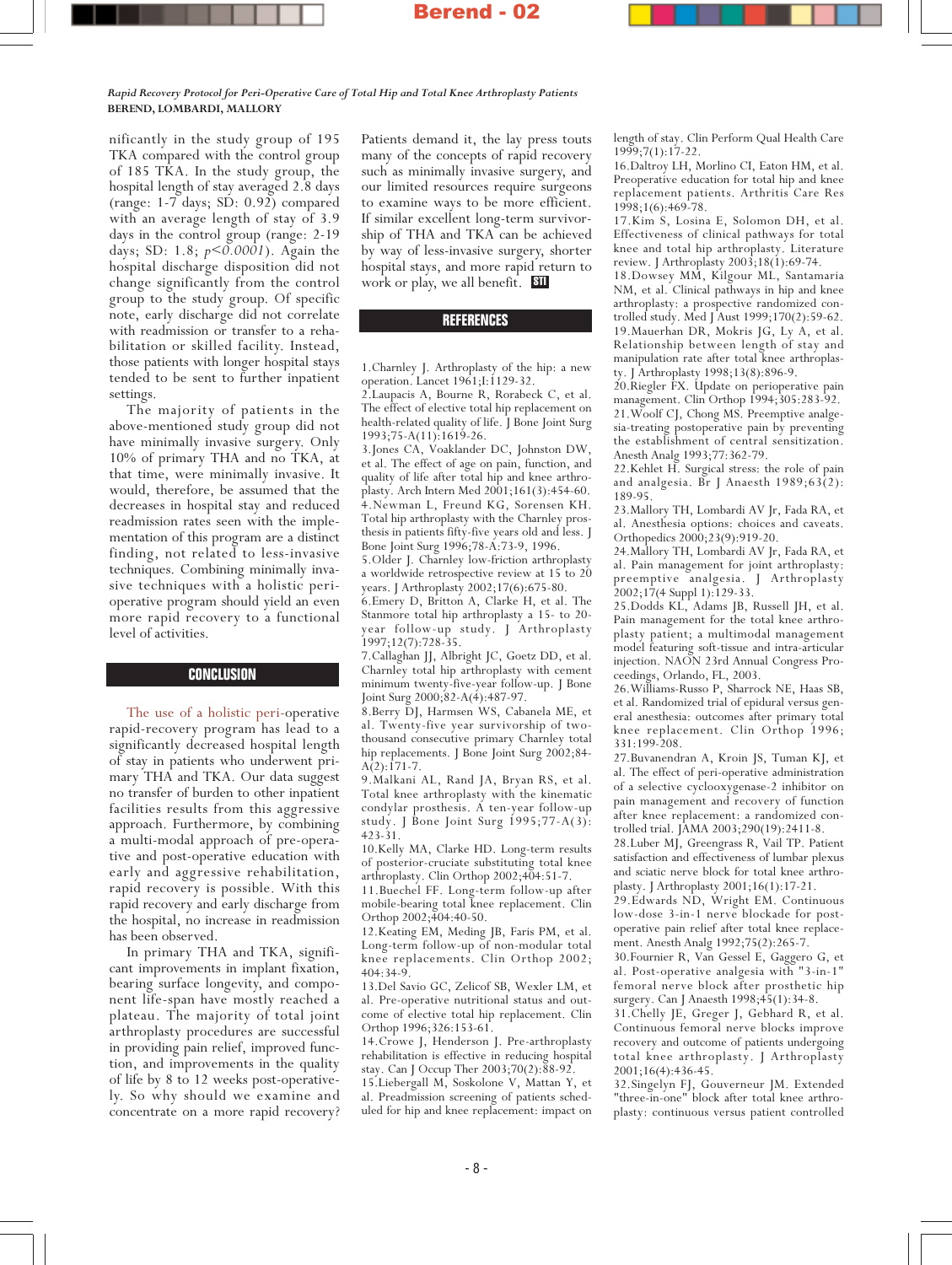nificantly in the study group of 195 TKA compared with the control group of 185 TKA. In the study group, the hospital length of stay averaged 2.8 days (range: 1-7 days; SD: 0.92) compared with an average length of stay of 3.9 days in the control group (range: 2-19 days; SD: 1.8; $p<0.0001$). Again the hospital discharge disposition did not change significantly from the control group to the study group. Of specific note, early discharge did not correlate with readmission or transfer to a rehabilitation or skilled facility. Instead, those patients with longer hospital stays tended to be sent to further inpatient settings.

The majority of patients in the above-mentioned study group did not have minimally invasive surgery. Only 10% of primary THA and no TKA, at that time, were minimally invasive. It would, therefore, be assumed that the decreases in hospital stay and reduced readmission rates seen with the implementation of this program are a distinct finding, not related to less-invasive techniques. Combining minimally invasive techniques with a holistic peri-operative program should yield an even more rapid recovery to a functional level of activities.

## CONCLUSION

The use of a holistic peri-operative rapid-recovery program has lead to a significantly decreased hospital length of stay in patients who underwent primary THA and TKA. Our data suggest no transfer of burden to other inpatient facilities results from this aggressive approach. Furthermore, by combining a multi-modal approach of pre-operative and post-operative education with early and aggressive rehabilitation, rapid recovery is possible. With this rapid recovery and early discharge from the hospital, no increase in readmission has been observed.

In primary THA and TKA, significant improvements in implant fixation, bearing surface longevity, and component life-span have mostly reached a plateau. The majority of total joint arthroplasty procedures are successful in providing pain relief, improved function, and improvements in the quality of life by 8 to 12 weeks post-operatively. So why should we examine and concentrate on a more rapid recovery? Patients demand it, the lay press touts many of the concepts of rapid recovery such as minimally invasive surgery, and our limited resources require surgeons to examine ways to be more efficient. If similar excellent long-term survivorship of THA and TKA can be achieved by way of less-invasive surgery, shorter hospital stays, and more rapid return to work or play, we all benefit.

## REFERENCES

1. Charnley J. Arthroplasty of the hip: a new operation. Lancet 1961;I:1129-32.
2. Laupacis A, Bourne R, Rorabeck C, et al. The effect of elective total hip replacement on health-related quality of life. J Bone Joint Surg 1993;75-A(11):1619-26.
3. Jones CA, Voaklander DC, Johnston DW, et al. The effect of age on pain, function, and quality of life after total hip and knee arthroplasty. Arch Intern Med 2001;161(3):454-60.
4. Newman L, Freund KG, Sorensen KH. Total hip arthroplasty with the Charnley prosthesis in patients fifty-five years old and less. J Bone Joint Surg 1996;78-A:73-9, 1996.
5. Older J. Charnley low-friction arthroplasty a worldwide retrospective review at 15 to 20 years. J Arthroplasty 2002;17(6):675-80.
6. Emery D, Britton A, Clarke H, et al. The Stanmore total hip arthroplasty a 15- to 20-year follow-up study. J Arthroplasty 1997;12(7):728-35.
7. Callaghan JJ, Albright JC, Goetz DD, et al. Charnley total hip arthroplasty with cement minimum twenty-five-year follow-up. J Bone Joint Surg 2000;82-A(4):487-97.
8. Berry DJ, Harmsen WS, Cabanela ME, et al. Twenty-five year survivorship of two-thousand consecutive primary Charnley total hip replacements. J Bone Joint Surg 2002;84-A(2):171-7.
9. Malkani AL, Rand JA, Bryan RS, et al. Total knee arthroplasty with the kinematic condylar prosthesis. A ten-year follow-up study. J Bone Joint Surg 1995;77-A(3):423-31.
10. Kelly MA, Clarke HD. Long-term results of posterior-cruciate substituting total knee arthroplasty. Clin Orthop 2002;404:51-7.
11. Buechel FF. Long-term follow-up after mobile-bearing total knee replacement. Clin Orthop 2002;404:40-50.
12. Keating EM, Meding JB, Faris PM, et al. Long-term follow-up of non-modular total knee replacements. Clin Orthop 2002; 404:34-9.
13. Del Savio GC, Zelicof SB, Wexler LM, et al. Pre-operative nutritional status and outcome of elective total hip replacement. Clin Orthop 1996;326:153-61.
14. Crowe J, Henderson J. Pre-arthroplasty rehabilitation is effective in reducing hospital stay. Can J Occup Ther 2003;70(2):88-92.
15. Liebergall M, Soskolone V, Mattan Y, et al. Preadmission screening of patients scheduled for hip and knee replacement: impact on length of stay. Clin Perform Qual Health Care 1999;7(1):17-22.
16. Daltroy LH, Morlino CI, Eaton HM, et al. Preoperative education for total hip and knee replacement patients. Arthritis Care Res 1998;1(6):469-78.
17. Kim S, Losina E, Solomon DH, et al. Effectiveness of clinical pathways for total knee and total hip arthroplasty. Literature review. J Arthroplasty 2003;18(1):69-74.
18. Dowsey MM, Kilgour ML, Santamaria NM, et al. Clinical pathways in hip and knee arthroplasty: a prospective randomized controlled study. Med J Aust 1999;170(2):59-62.
19. Mauerhan DR, Mokris JG, Ly A, et al. Relationship between length of stay and manipulation rate after total knee arthroplasty. J Arthroplasty 1998;13(8):896-9.
20. Riegler FX. Update on perioperative pain management. Clin Orthop 1994;305:283-92.
21. Woolf CJ, Chong MS. Preemptive analgesia-treating postoperative pain by preventing the establishment of central sensitization. Anesth Analg 1993;77:362-79.
22. Kehlet H. Surgical stress: the role of pain and analgesia. Br J Anaesth 1989;63(2):189-95.
23. Mallory TH, Lombardi AV Jr, Fada RA, et al. Anesthesia options: choices and caveats. Orthopedics 2000;23(9):919-20.
24. Mallory TH, Lombardi AV Jr, Fada RA, et al. Pain management for joint arthroplasty: preemptive analgesia. J Arthroplasty 2002;17(4 Suppl 1):129-33.
25. Dodds KL, Adams JB, Russell JH, et al. Pain management for the total knee arthroplasty patient; a multimodal management model featuring soft-tissue and intra-articular injection. NAON 23rd Annual Congress Proceedings, Orlando, FL, 2003.
26. Williams-Russo P, Sharrock NE, Haas SB, et al. Randomized trial of epidural versus general anesthesia: outcomes after primary total knee replacement. Clin Orthop 1996; 331:199-208.
27. Buvanendran A, Kroin JS, Tuman KJ, et al. The effect of peri-operative administration of a selective cyclooxygenase-2 inhibitor on pain management and recovery of function after knee replacement: a randomized controlled trial. JAMA 2003;290(19):2411-8.
28. Luber MJ, Greengrass R, Vail TP. Patient satisfaction and effectiveness of lumbar plexus and sciatic nerve block for total knee arthroplasty. J Arthroplasty 2001;16(1):17-21.
29. Edwards ND, Wright EM. Continuous low-dose 3-in-1 nerve blockade for postoperative pain relief after total knee replacement. Anesth Analg 1992;75(2):265-7.
30. Fournier R, Van Gessel E, Gaggero G, et al. Post-operative analgesia with "3-in-1" femoral nerve block after prosthetic hip surgery. Can J Anaesth 1998;45(1):34-8.
31. Chelly JE, Greger J, Gebhard R, et al. Continuous femoral nerve blocks improve recovery and outcome of patients undergoing total knee arthroplasty. J Arthroplasty 2001;16(4):436-45.
32. Singelyn FJ, Gouverneur JM. Extended "three-in-one" block after total knee arthroplasty: continuous versus patient controlled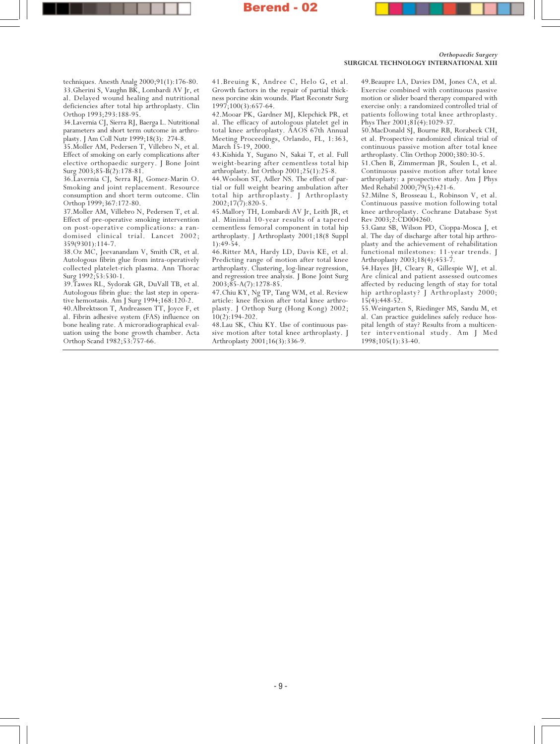techniques. Anesth Analg 2000;91(1):176-80.

33. Gherini S, Vaughn BK, Lombardi AV Jr, et al. Delayed wound healing and nutritional deficiencies after total hip arthroplasty. Clin Orthop 1993;293:188-95.

34. Lavernia CJ, Sierra RJ, Baerga L. Nutritional parameters and short term outcome in arthroplasty. J Am Coll Nutr 1999;18(3): 274-8.

35. Moller AM, Pedersen T, Villebro N, et al. Effect of smoking on early complications after elective orthopaedic surgery. J Bone Joint Surg 2003;85-B(2):178-81.

36. Lavernia CJ, Serra RJ, Gomez-Marin O. Smoking and joint replacement. Resource consumption and short term outcome. Clin Orthop 1999;367:172-80.

37. Moller AM, Villebro N, Pedersen T, et al. Effect of pre-operative smoking intervention on post-operative complications: a randomised clinical trial. Lancet 2002; 359(9301):114-7.

38. Oz MC, Jeevanandam V, Smith CR, et al. Autologous fibrin glue from intra-operatively collected platelet-rich plasma. Ann Thorac Surg 1992;53:530-1.

39. Tawes RL, Sydorak GR, DuVall TB, et al. Autologous fibrin glue: the last step in operative hemostasis. Am J Surg 1994;168:120-2.

40. Albrektsson T, Andreassen TT, Joyce F, et al. Fibrin adhesive system (FAS) influence on bone healing rate. A microradiographical evaluation using the bone growth chamber. Acta Orthop Scand 1982;53:757-66.

41. Breuing K, Andree C, Helo G, et al. Growth factors in the repair of partial thickness porcine skin wounds. Plast Reconstr Surg 1997;100(3):657-64.

42. Mooar PK, Gardner MJ, Klepchick PR, et al. The efficacy of autologous platelet gel in total knee arthroplasty. AAOS 67th Annual Meeting Proceedings, Orlando, FL, 1:363, March 15-19, 2000.

43. Kishida Y, Sugano N, Sakai T, et al. Full weight-bearing after cementless total hip arthroplasty. Int Orthop 2001;25(1):25-8.

44. Woolson ST, Adler NS. The effect of partial or full weight bearing ambulation after total hip arthroplasty. J Arthroplasty 2002;17(7):820-5.

45. Mallory TH, Lombardi AV Jr, Leith JR, et al. Minimal 10-year results of a tapered cementless femoral component in total hip arthroplasty. J Arthroplasty 2001;18(8 Suppl 1):49-54.

46. Ritter MA, Hardy LD, Davis KE, et al. Predicting range of motion after total knee arthroplasty. Clustering, log-linear regression, and regression tree analysis. J Bone Joint Surg 2003;85-A(7):1278-85.

47. Chiu KY, Ng TP, Tang WM, et al. Review article: knee flexion after total knee arthroplasty. J Orthop Surg (Hong Kong) 2002; 10(2):194-202.

48. Lau SK, Chiu KY. Use of continuous passive motion after total knee arthroplasty. J Arthroplasty 2001;16(3):336-9.

49. Beaupre LA, Davies DM, Jones CA, et al. Exercise combined with continuous passive motion or slider board therapy compared with exercise only: a randomized controlled trial of patients following total knee arthroplasty. Phys Ther 2001;81(4):1029-37.

50. MacDonald SJ, Bourne RB, Rorabeck CH, et al. Prospective randomized clinical trial of continuous passive motion after total knee arthroplasty. Clin Orthop 2000;380:30-5.

51. Chen B, Zimmerman JR, Soulen L, et al. Continuous passive motion after total knee arthroplasty: a prospective study. Am J Phys Med Rehabil 2000;79(5):421-6.

52. Milne S, Brosseau L, Robinson V, et al. Continuous passive motion following total knee arthroplasty. Cochrane Database Syst Rev 2003;2:CD004260.

53. Ganz SB, Wilson PD, Cioppa-Mosca J, et al. The day of discharge after total hip arthroplasty and the achievement of rehabilitation functional milestones: 11-year trends. J Arthroplasty 2003;18(4):453-7.

54. Hayes JH, Cleary R, Gillespie WJ, et al. Are clinical and patient assessed outcomes affected by reducing length of stay for total hip arthroplasty? J Arthroplasty 2000; 15(4):448-52.

55. Weingarten S, Riedinger MS, Sandu M, et al. Can practice guidelines safely reduce hospital length of stay? Results from a multicenter interventional study. Am J Med 1998;105(1):33-40.